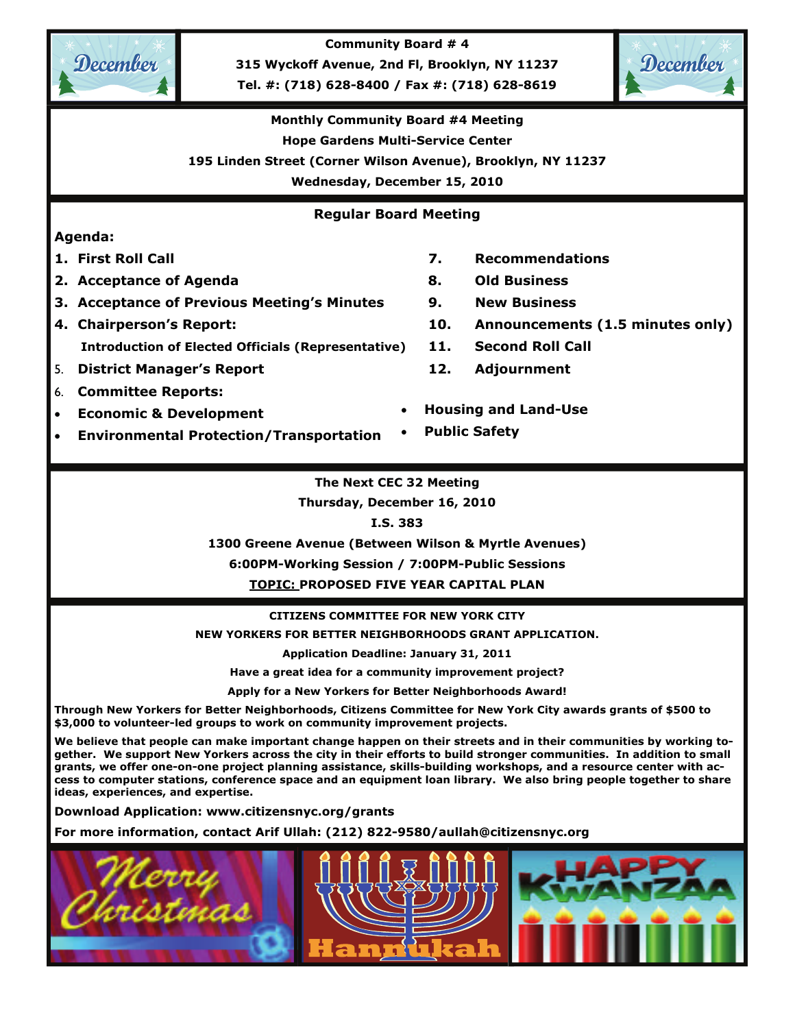**Community Board # 4**

**315 Wyckoff Avenue, 2nd Fl, Brooklyn, NY 11237**

**Tel. #: (718) 628-8400 / Fax #: (718) 628-8619**

**Monthly Community Board #4 Meeting**

**Hope Gardens Multi-Service Center**

**195 Linden Street (Corner Wilson Avenue), Brooklyn, NY 11237**

**Wednesday, December 15, 2010**

## Regular Board Meeting

**Agenda:**

1. **First Roll Call**
2. **Acceptance of Agenda**
3. **Acceptance of Previous Meeting's Minutes**
4. **Chairperson's Report:**
   **Introduction of Elected Officials (Representative)**
5. **District Manager's Report**
6. **Committee Reports:**
   - **Economic & Development**
   - **Environmental Protection/Transportation**
   - **Housing and Land-Use**
   - **Public Safety**
7. **Recommendations**
8. **Old Business**
9. **New Business**
10. **Announcements (1.5 minutes only)**
11. **Second Roll Call**
12. **Adjournment**

**The Next CEC 32 Meeting**

**Thursday, December 16, 2010**

**I.S. 383**

**1300 Greene Avenue (Between Wilson & Myrtle Avenues)**

**6:00PM-Working Session / 7:00PM-Public Sessions**

**TOPIC: PROPOSED FIVE YEAR CAPITAL PLAN**

**CITIZENS COMMITTEE FOR NEW YORK CITY**

**NEW YORKERS FOR BETTER NEIGHBORHOODS GRANT APPLICATION.**

**Application Deadline: January 31, 2011**

**Have a great idea for a community improvement project?**

**Apply for a New Yorkers for Better Neighborhoods Award!**

**Through New Yorkers for Better Neighborhoods, Citizens Committee for New York City awards grants of $500 to $3,000 to volunteer-led groups to work on community improvement projects.**

**We believe that people can make important change happen on their streets and in their communities by working together. We support New Yorkers across the city in their efforts to build stronger communities. In addition to small grants, we offer one-on-one project planning assistance, skills-building workshops, and a resource center with access to computer stations, conference space and an equipment loan library. We also bring people together to share ideas, experiences, and expertise.**

**Download Application: www.citizensnyc.org/grants**

**For more information, contact Arif Ullah: (212) 822-9580/aullah@citizensnyc.org**

Merry Christmas | Hanukkah | Happy Kwanzaa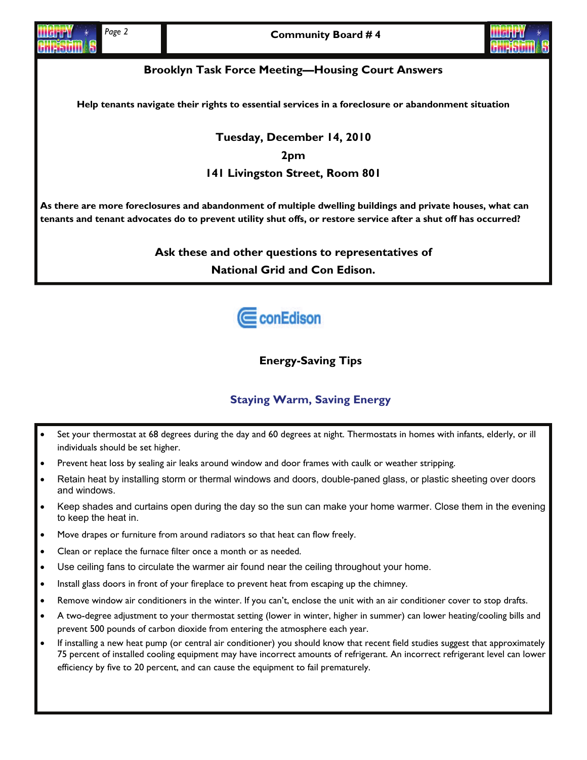## Brooklyn Task Force Meeting—Housing Court Answers

**Help tenants navigate their rights to essential services in a foreclosure or abandonment situation**

**Tuesday, December 14, 2010**

**2pm**

**141 Livingston Street, Room 801**

**As there are more foreclosures and abandonment of multiple dwelling buildings and private houses, what can tenants and tenant advocates do to prevent utility shut offs, or restore service after a shut off has occurred?**

**Ask these and other questions to representatives of National Grid and Con Edison.**

conEdison

### Energy-Saving Tips

### Staying Warm, Saving Energy

- Set your thermostat at 68 degrees during the day and 60 degrees at night. Thermostats in homes with infants, elderly, or ill individuals should be set higher.
- Prevent heat loss by sealing air leaks around window and door frames with caulk or weather stripping.
- Retain heat by installing storm or thermal windows and doors, double-paned glass, or plastic sheeting over doors and windows.
- Keep shades and curtains open during the day so the sun can make your home warmer. Close them in the evening to keep the heat in.
- Move drapes or furniture from around radiators so that heat can flow freely.
- Clean or replace the furnace filter once a month or as needed.
- Use ceiling fans to circulate the warmer air found near the ceiling throughout your home.
- Install glass doors in front of your fireplace to prevent heat from escaping up the chimney.
- Remove window air conditioners in the winter. If you can't, enclose the unit with an air conditioner cover to stop drafts.
- A two-degree adjustment to your thermostat setting (lower in winter, higher in summer) can lower heating/cooling bills and prevent 500 pounds of carbon dioxide from entering the atmosphere each year.
- If installing a new heat pump (or central air conditioner) you should know that recent field studies suggest that approximately 75 percent of installed cooling equipment may have incorrect amounts of refrigerant. An incorrect refrigerant level can lower efficiency by five to 20 percent, and can cause the equipment to fail prematurely.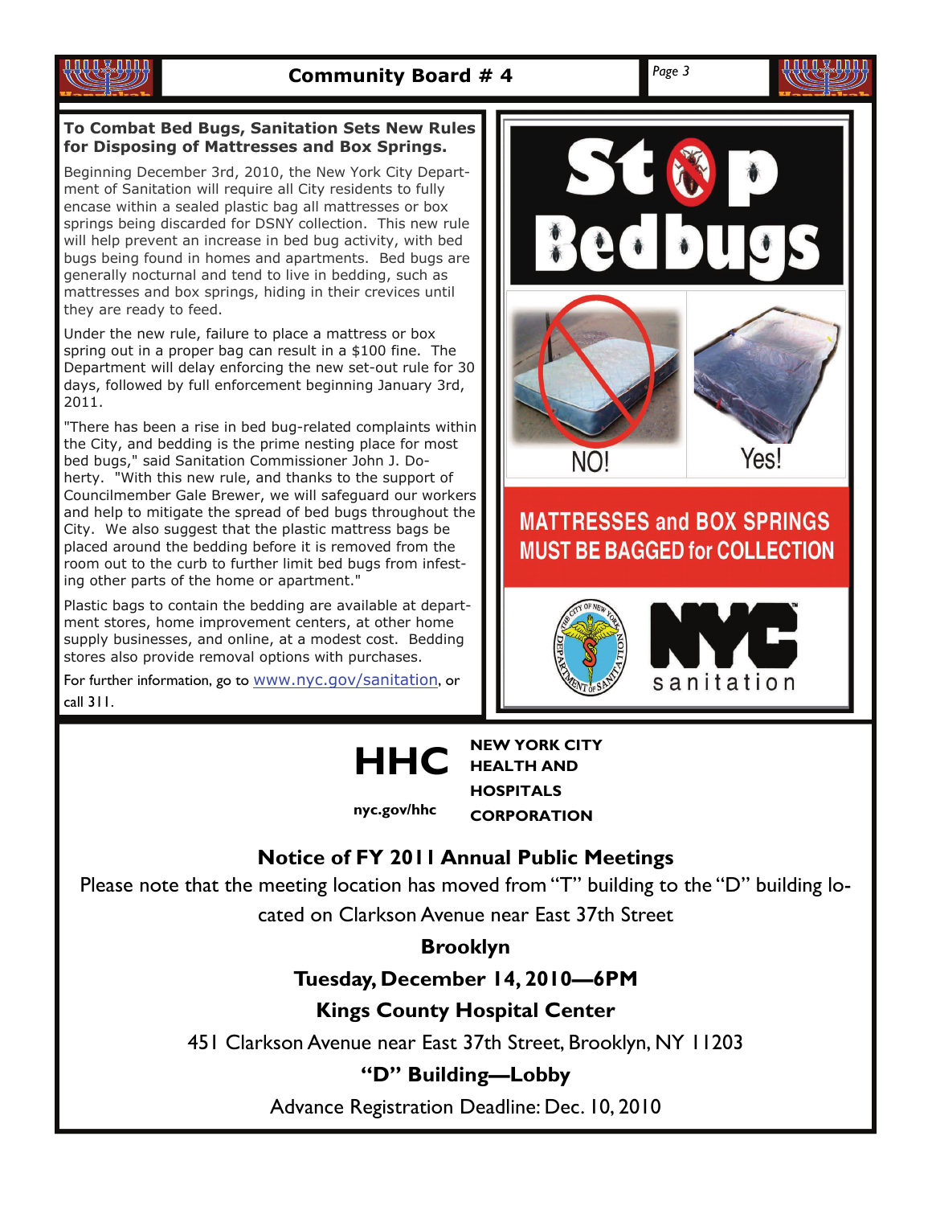## To Combat Bed Bugs, Sanitation Sets New Rules for Disposing of Mattresses and Box Springs.

Beginning December 3rd, 2010, the New York City Department of Sanitation will require all City residents to fully encase within a sealed plastic bag all mattresses or box springs being discarded for DSNY collection. This new rule will help prevent an increase in bed bug activity, with bed bugs being found in homes and apartments. Bed bugs are generally nocturnal and tend to live in bedding, such as mattresses and box springs, hiding in their crevices until they are ready to feed.

Under the new rule, failure to place a mattress or box spring out in a proper bag can result in a $100 fine. The Department will delay enforcing the new set-out rule for 30 days, followed by full enforcement beginning January 3rd, 2011.

"There has been a rise in bed bug-related complaints within the City, and bedding is the prime nesting place for most bed bugs," said Sanitation Commissioner John J. Doherty. "With this new rule, and thanks to the support of Councilmember Gale Brewer, we will safeguard our workers and help to mitigate the spread of bed bugs throughout the City. We also suggest that the plastic mattress bags be placed around the bedding before it is removed from the room out to the curb to further limit bed bugs from infesting other parts of the home or apartment."

Plastic bags to contain the bedding are available at department stores, home improvement centers, at other home supply businesses, and online, at a modest cost. Bedding stores also provide removal options with purchases.

For further information, go to www.nyc.gov/sanitation, or call 311.

**Stop Bedbugs**

NO! Yes!

**MATTRESSES and BOX SPRINGS MUST BE BAGGED for COLLECTION**

NYC sanitation

---

**HHC** NEW YORK CITY HEALTH AND HOSPITALS CORPORATION

nyc.gov/hhc

### Notice of FY 2011 Annual Public Meetings

Please note that the meeting location has moved from "T" building to the "D" building located on Clarkson Avenue near East 37th Street

**Brooklyn**

**Tuesday, December 14, 2010—6PM**

**Kings County Hospital Center**

451 Clarkson Avenue near East 37th Street, Brooklyn, NY 11203

**"D" Building—Lobby**

Advance Registration Deadline: Dec. 10, 2010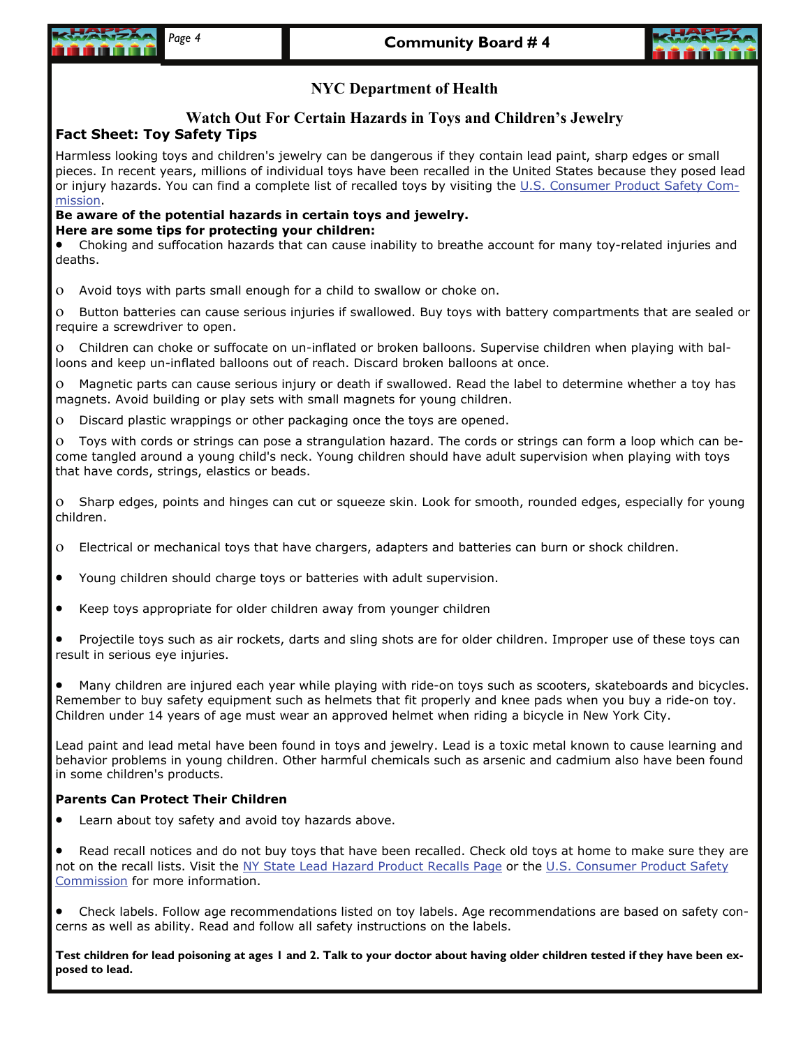## NYC Department of Health

### Watch Out For Certain Hazards in Toys and Children's Jewelry

**Fact Sheet: Toy Safety Tips**

Harmless looking toys and children's jewelry can be dangerous if they contain lead paint, sharp edges or small pieces. In recent years, millions of individual toys have been recalled in the United States because they posed lead or injury hazards. You can find a complete list of recalled toys by visiting the [U.S. Consumer Product Safety Commission](#).

**Be aware of the potential hazards in certain toys and jewelry.**
**Here are some tips for protecting your children:**

- Choking and suffocation hazards that can cause inability to breathe account for many toy-related injuries and deaths.
    - Avoid toys with parts small enough for a child to swallow or choke on.
    - Button batteries can cause serious injuries if swallowed. Buy toys with battery compartments that are sealed or require a screwdriver to open.
    - Children can choke or suffocate on un-inflated or broken balloons. Supervise children when playing with balloons and keep un-inflated balloons out of reach. Discard broken balloons at once.
    - Magnetic parts can cause serious injury or death if swallowed. Read the label to determine whether a toy has magnets. Avoid building or play sets with small magnets for young children.
    - Discard plastic wrappings or other packaging once the toys are opened.
    - Toys with cords or strings can pose a strangulation hazard. The cords or strings can form a loop which can become tangled around a young child's neck. Young children should have adult supervision when playing with toys that have cords, strings, elastics or beads.
    - Sharp edges, points and hinges can cut or squeeze skin. Look for smooth, rounded edges, especially for young children.
    - Electrical or mechanical toys that have chargers, adapters and batteries can burn or shock children.
- Young children should charge toys or batteries with adult supervision.
- Keep toys appropriate for older children away from younger children
- Projectile toys such as air rockets, darts and sling shots are for older children. Improper use of these toys can result in serious eye injuries.
- Many children are injured each year while playing with ride-on toys such as scooters, skateboards and bicycles. Remember to buy safety equipment such as helmets that fit properly and knee pads when you buy a ride-on toy. Children under 14 years of age must wear an approved helmet when riding a bicycle in New York City.

Lead paint and lead metal have been found in toys and jewelry. Lead is a toxic metal known to cause learning and behavior problems in young children. Other harmful chemicals such as arsenic and cadmium also have been found in some children's products.

**Parents Can Protect Their Children**

- Learn about toy safety and avoid toy hazards above.
- Read recall notices and do not buy toys that have been recalled. Check old toys at home to make sure they are not on the recall lists. Visit the [NY State Lead Hazard Product Recalls Page](#) or the [U.S. Consumer Product Safety Commission](#) for more information.
- Check labels. Follow age recommendations listed on toy labels. Age recommendations are based on safety concerns as well as ability. Read and follow all safety instructions on the labels.

**Test children for lead poisoning at ages 1 and 2. Talk to your doctor about having older children tested if they have been exposed to lead.**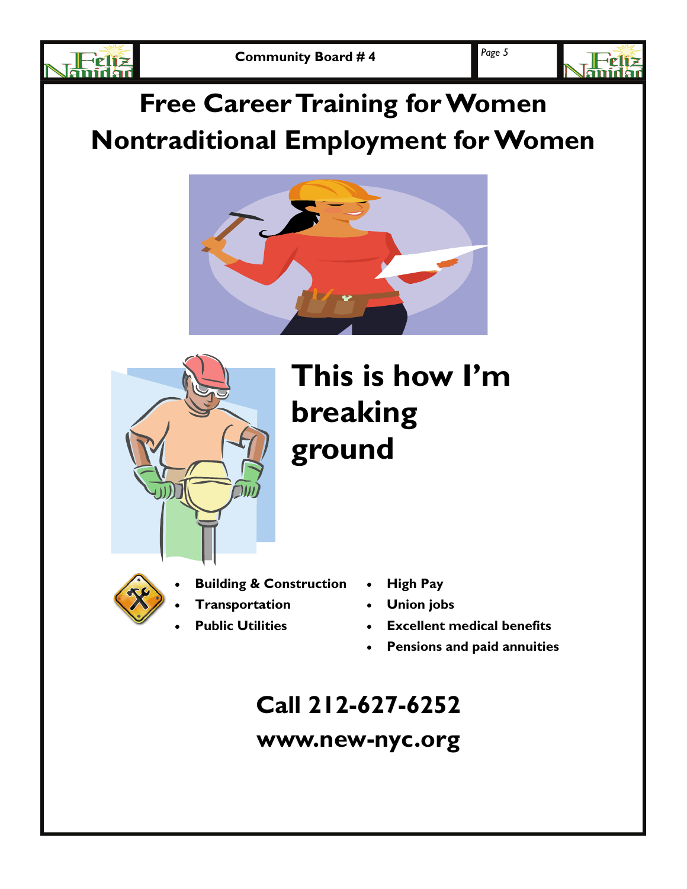# Free Career Training for Women

# Nontraditional Employment for Women

## This is how I'm breaking ground

- **Building & Construction**
- **Transportation**
- **Public Utilities**

- **High Pay**
- **Union jobs**
- **Excellent medical benefits**
- **Pensions and paid annuities**

## Call 212-627-6252

## www.new-nyc.org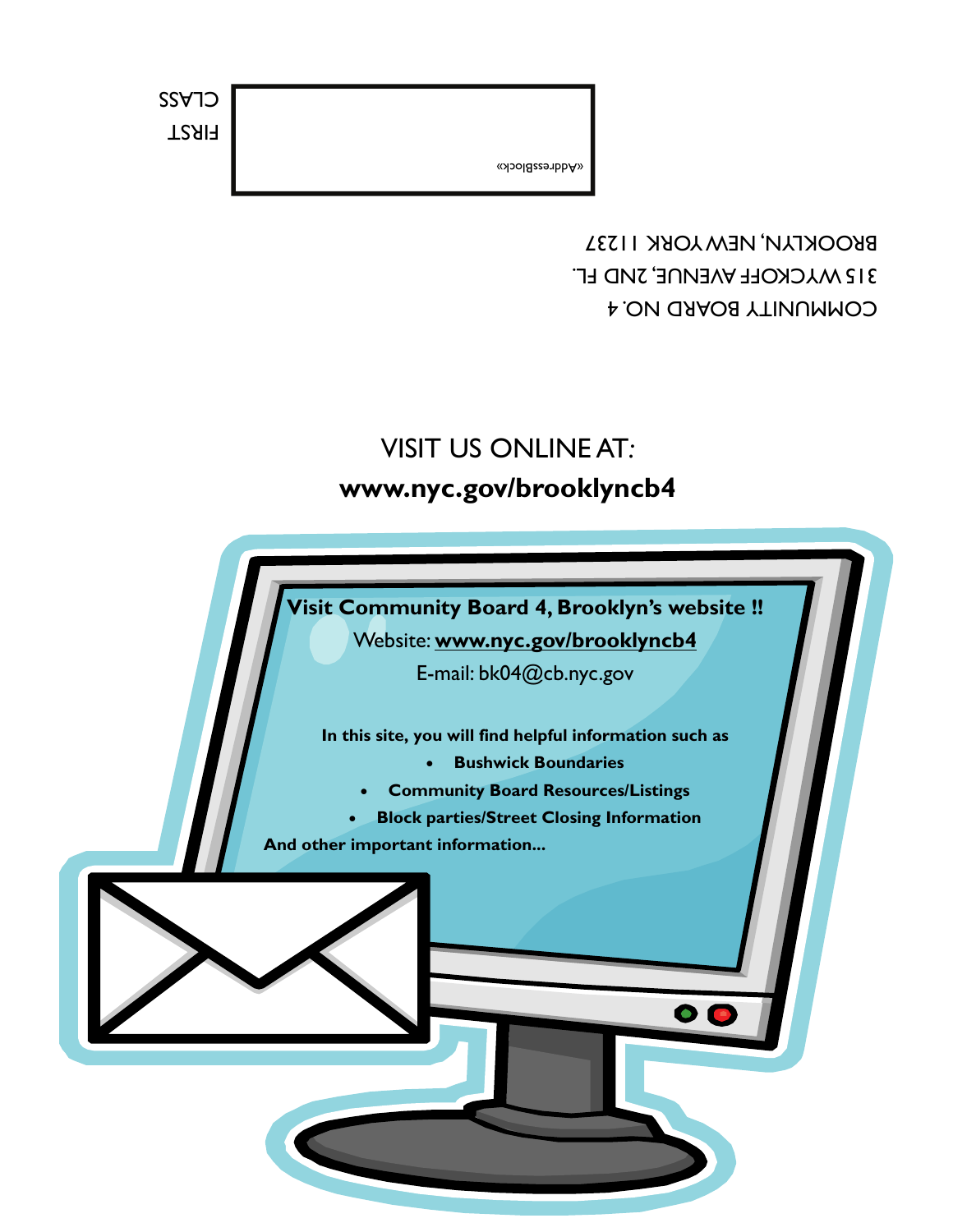FIRST CLASS

«AddressBlock»

COMMUNITY BOARD NO. 4
315 WYCKOFF AVENUE, 2ND FL.
BROOKLYN, NEW YORK 11237

VISIT US ONLINE AT:

**www.nyc.gov/brooklyncb4**

**Visit Community Board 4, Brooklyn's website !!**

Website: **www.nyc.gov/brooklyncb4**

E-mail: bk04@cb.nyc.gov

**In this site, you will find helpful information such as**

- **Bushwick Boundaries**
- **Community Board Resources/Listings**
- **Block parties/Street Closing Information**

**And other important information...**